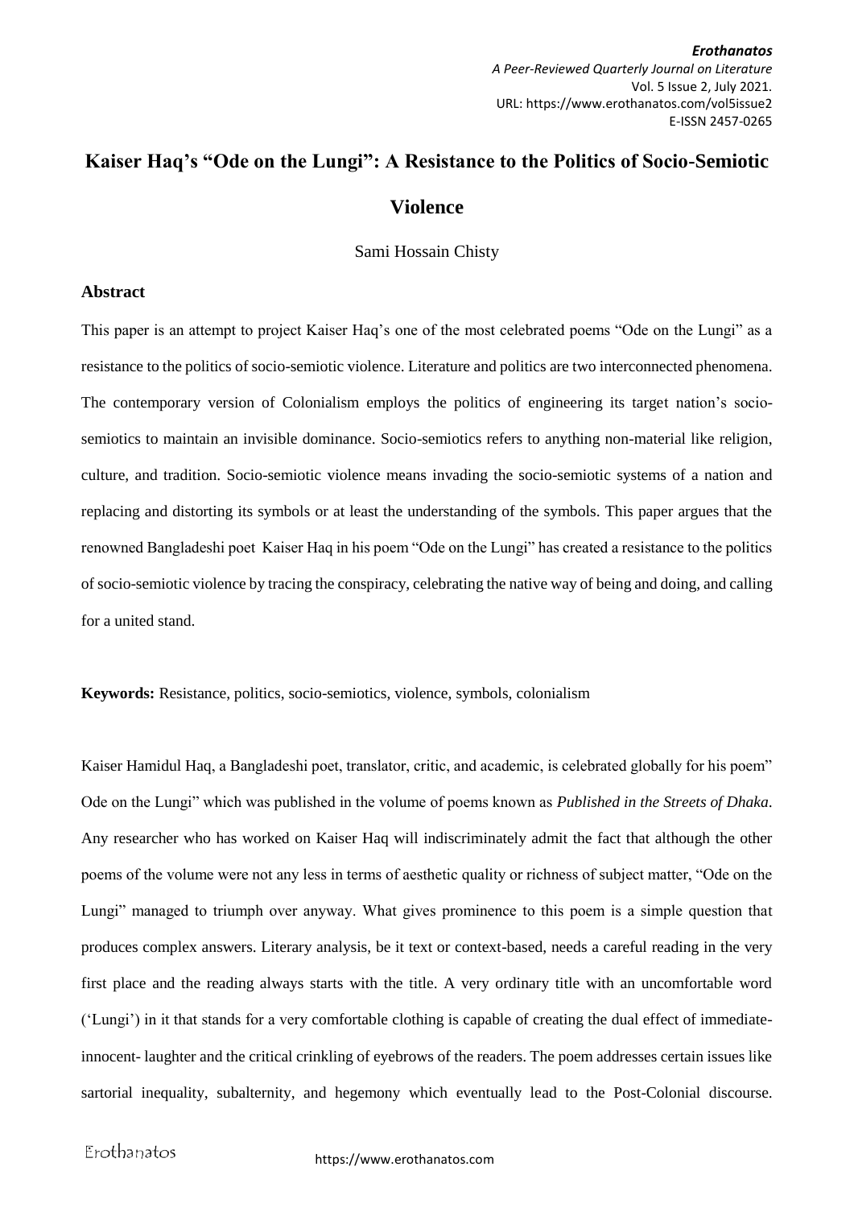# Kaiser Haq's "Ode on the Lungi": A Resistance to the Politics of Socio-Semiotic Violence

Sami Hossain Chisty

## Abstract

This paper is an attempt to project Kaiser Haq's one of the most celebrated poems "Ode on the Lungi" as a resistance to the politics of socio-semiotic violence. Literature and politics are two interconnected phenomena. The contemporary version of Colonialism employs the politics of engineering its target nation's socio-semiotics to maintain an invisible dominance. Socio-semiotics refers to anything non-material like religion, culture, and tradition. Socio-semiotic violence means invading the socio-semiotic systems of a nation and replacing and distorting its symbols or at least the understanding of the symbols. This paper argues that the renowned Bangladeshi poet Kaiser Haq in his poem "Ode on the Lungi" has created a resistance to the politics of socio-semiotic violence by tracing the conspiracy, celebrating the native way of being and doing, and calling for a united stand.

**Keywords:** Resistance, politics, socio-semiotics, violence, symbols, colonialism

Kaiser Hamidul Haq, a Bangladeshi poet, translator, critic, and academic, is celebrated globally for his poem" Ode on the Lungi" which was published in the volume of poems known as *Published in the Streets of Dhaka*. Any researcher who has worked on Kaiser Haq will indiscriminately admit the fact that although the other poems of the volume were not any less in terms of aesthetic quality or richness of subject matter, "Ode on the Lungi" managed to triumph over anyway. What gives prominence to this poem is a simple question that produces complex answers. Literary analysis, be it text or context-based, needs a careful reading in the very first place and the reading always starts with the title. A very ordinary title with an uncomfortable word ('Lungi') in it that stands for a very comfortable clothing is capable of creating the dual effect of immediate-innocent- laughter and the critical crinkling of eyebrows of the readers. The poem addresses certain issues like sartorial inequality, subalternity, and hegemony which eventually lead to the Post-Colonial discourse.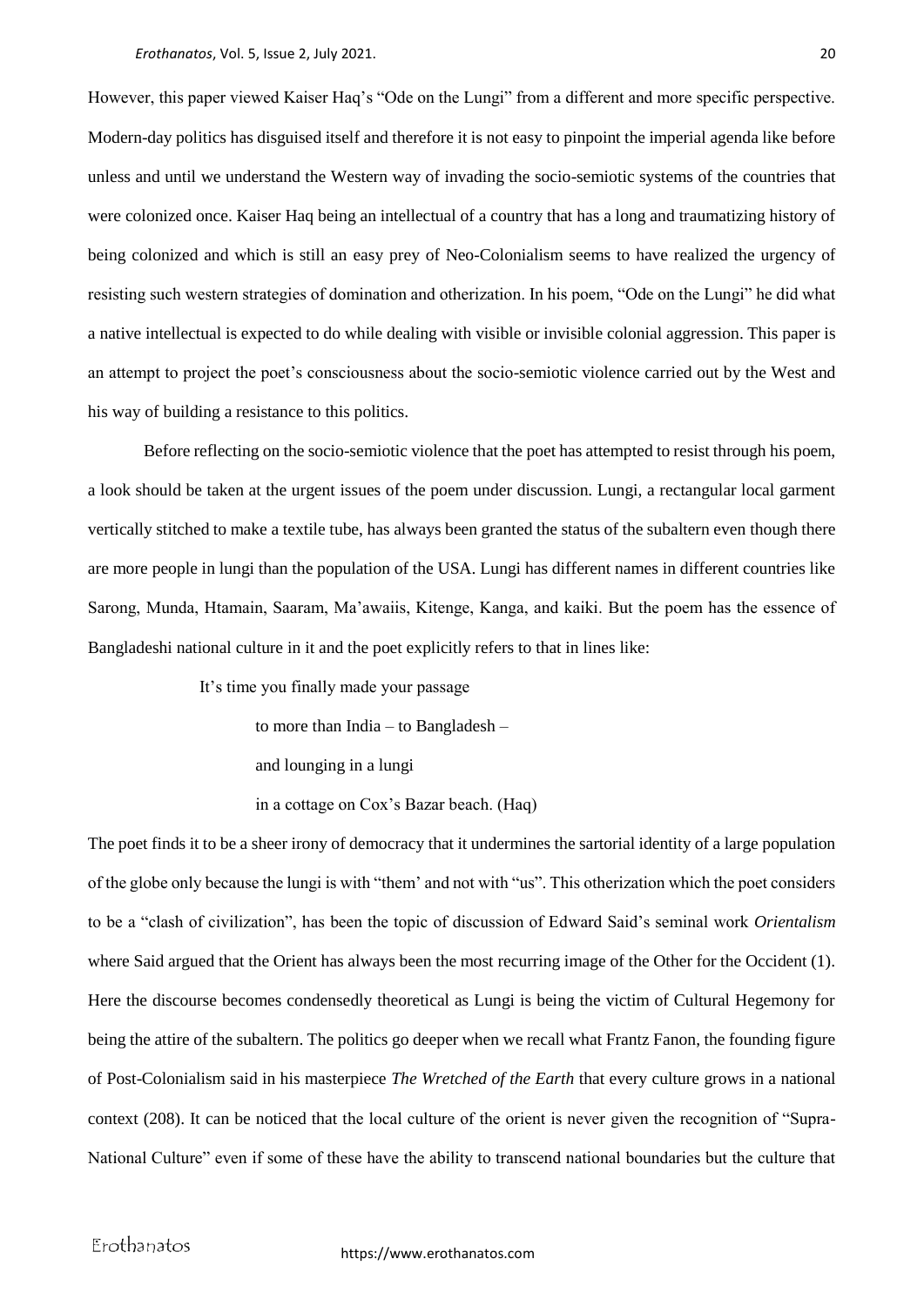However, this paper viewed Kaiser Haq's "Ode on the Lungi" from a different and more specific perspective. Modern-day politics has disguised itself and therefore it is not easy to pinpoint the imperial agenda like before unless and until we understand the Western way of invading the socio-semiotic systems of the countries that were colonized once. Kaiser Haq being an intellectual of a country that has a long and traumatizing history of being colonized and which is still an easy prey of Neo-Colonialism seems to have realized the urgency of resisting such western strategies of domination and otherization. In his poem, "Ode on the Lungi" he did what a native intellectual is expected to do while dealing with visible or invisible colonial aggression. This paper is an attempt to project the poet's consciousness about the socio-semiotic violence carried out by the West and his way of building a resistance to this politics.

Before reflecting on the socio-semiotic violence that the poet has attempted to resist through his poem, a look should be taken at the urgent issues of the poem under discussion. Lungi, a rectangular local garment vertically stitched to make a textile tube, has always been granted the status of the subaltern even though there are more people in lungi than the population of the USA. Lungi has different names in different countries like Sarong, Munda, Htamain, Saaram, Ma'awaiis, Kitenge, Kanga, and kaiki. But the poem has the essence of Bangladeshi national culture in it and the poet explicitly refers to that in lines like:

> It's time you finally made your passage
>
> to more than India – to Bangladesh –
>
> and lounging in a lungi
>
> in a cottage on Cox's Bazar beach. (Haq)

The poet finds it to be a sheer irony of democracy that it undermines the sartorial identity of a large population of the globe only because the lungi is with "them' and not with "us". This otherization which the poet considers to be a "clash of civilization", has been the topic of discussion of Edward Said's seminal work *Orientalism* where Said argued that the Orient has always been the most recurring image of the Other for the Occident (1). Here the discourse becomes condensedly theoretical as Lungi is being the victim of Cultural Hegemony for being the attire of the subaltern. The politics go deeper when we recall what Frantz Fanon, the founding figure of Post-Colonialism said in his masterpiece *The Wretched of the Earth* that every culture grows in a national context (208). It can be noticed that the local culture of the orient is never given the recognition of "Supra-National Culture" even if some of these have the ability to transcend national boundaries but the culture that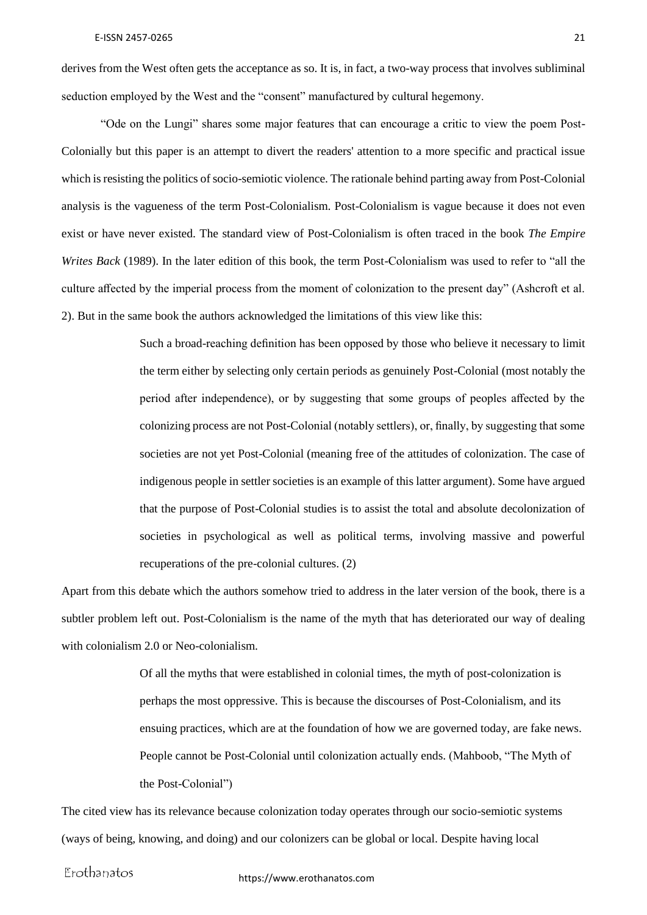derives from the West often gets the acceptance as so. It is, in fact, a two-way process that involves subliminal seduction employed by the West and the "consent" manufactured by cultural hegemony.

"Ode on the Lungi" shares some major features that can encourage a critic to view the poem Post-Colonially but this paper is an attempt to divert the readers' attention to a more specific and practical issue which is resisting the politics of socio-semiotic violence. The rationale behind parting away from Post-Colonial analysis is the vagueness of the term Post-Colonialism. Post-Colonialism is vague because it does not even exist or have never existed. The standard view of Post-Colonialism is often traced in the book *The Empire Writes Back* (1989). In the later edition of this book, the term Post-Colonialism was used to refer to "all the culture affected by the imperial process from the moment of colonization to the present day" (Ashcroft et al. 2). But in the same book the authors acknowledged the limitations of this view like this:

> Such a broad-reaching definition has been opposed by those who believe it necessary to limit the term either by selecting only certain periods as genuinely Post-Colonial (most notably the period after independence), or by suggesting that some groups of peoples affected by the colonizing process are not Post-Colonial (notably settlers), or, finally, by suggesting that some societies are not yet Post-Colonial (meaning free of the attitudes of colonization. The case of indigenous people in settler societies is an example of this latter argument). Some have argued that the purpose of Post-Colonial studies is to assist the total and absolute decolonization of societies in psychological as well as political terms, involving massive and powerful recuperations of the pre-colonial cultures. (2)

Apart from this debate which the authors somehow tried to address in the later version of the book, there is a subtler problem left out. Post-Colonialism is the name of the myth that has deteriorated our way of dealing with colonialism 2.0 or Neo-colonialism.

> Of all the myths that were established in colonial times, the myth of post-colonization is perhaps the most oppressive. This is because the discourses of Post-Colonialism, and its ensuing practices, which are at the foundation of how we are governed today, are fake news. People cannot be Post-Colonial until colonization actually ends. (Mahboob, "The Myth of the Post-Colonial")

The cited view has its relevance because colonization today operates through our socio-semiotic systems (ways of being, knowing, and doing) and our colonizers can be global or local. Despite having local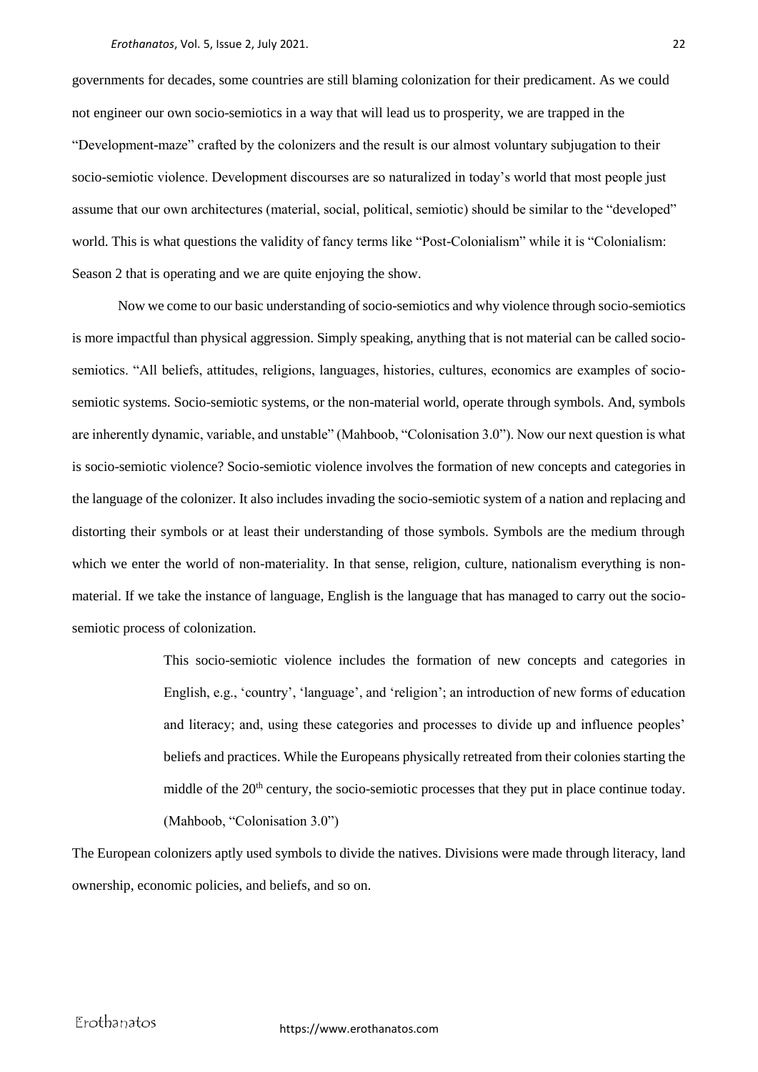governments for decades, some countries are still blaming colonization for their predicament. As we could not engineer our own socio-semiotics in a way that will lead us to prosperity, we are trapped in the "Development-maze" crafted by the colonizers and the result is our almost voluntary subjugation to their socio-semiotic violence. Development discourses are so naturalized in today's world that most people just assume that our own architectures (material, social, political, semiotic) should be similar to the "developed" world. This is what questions the validity of fancy terms like "Post-Colonialism" while it is "Colonialism: Season 2 that is operating and we are quite enjoying the show.

Now we come to our basic understanding of socio-semiotics and why violence through socio-semiotics is more impactful than physical aggression. Simply speaking, anything that is not material can be called socio-semiotics. "All beliefs, attitudes, religions, languages, histories, cultures, economics are examples of socio-semiotic systems. Socio-semiotic systems, or the non-material world, operate through symbols. And, symbols are inherently dynamic, variable, and unstable" (Mahboob, "Colonisation 3.0"). Now our next question is what is socio-semiotic violence? Socio-semiotic violence involves the formation of new concepts and categories in the language of the colonizer. It also includes invading the socio-semiotic system of a nation and replacing and distorting their symbols or at least their understanding of those symbols. Symbols are the medium through which we enter the world of non-materiality. In that sense, religion, culture, nationalism everything is non-material. If we take the instance of language, English is the language that has managed to carry out the socio-semiotic process of colonization.

> This socio-semiotic violence includes the formation of new concepts and categories in English, e.g., 'country', 'language', and 'religion'; an introduction of new forms of education and literacy; and, using these categories and processes to divide up and influence peoples' beliefs and practices. While the Europeans physically retreated from their colonies starting the middle of the 20th century, the socio-semiotic processes that they put in place continue today. (Mahboob, "Colonisation 3.0")

The European colonizers aptly used symbols to divide the natives. Divisions were made through literacy, land ownership, economic policies, and beliefs, and so on.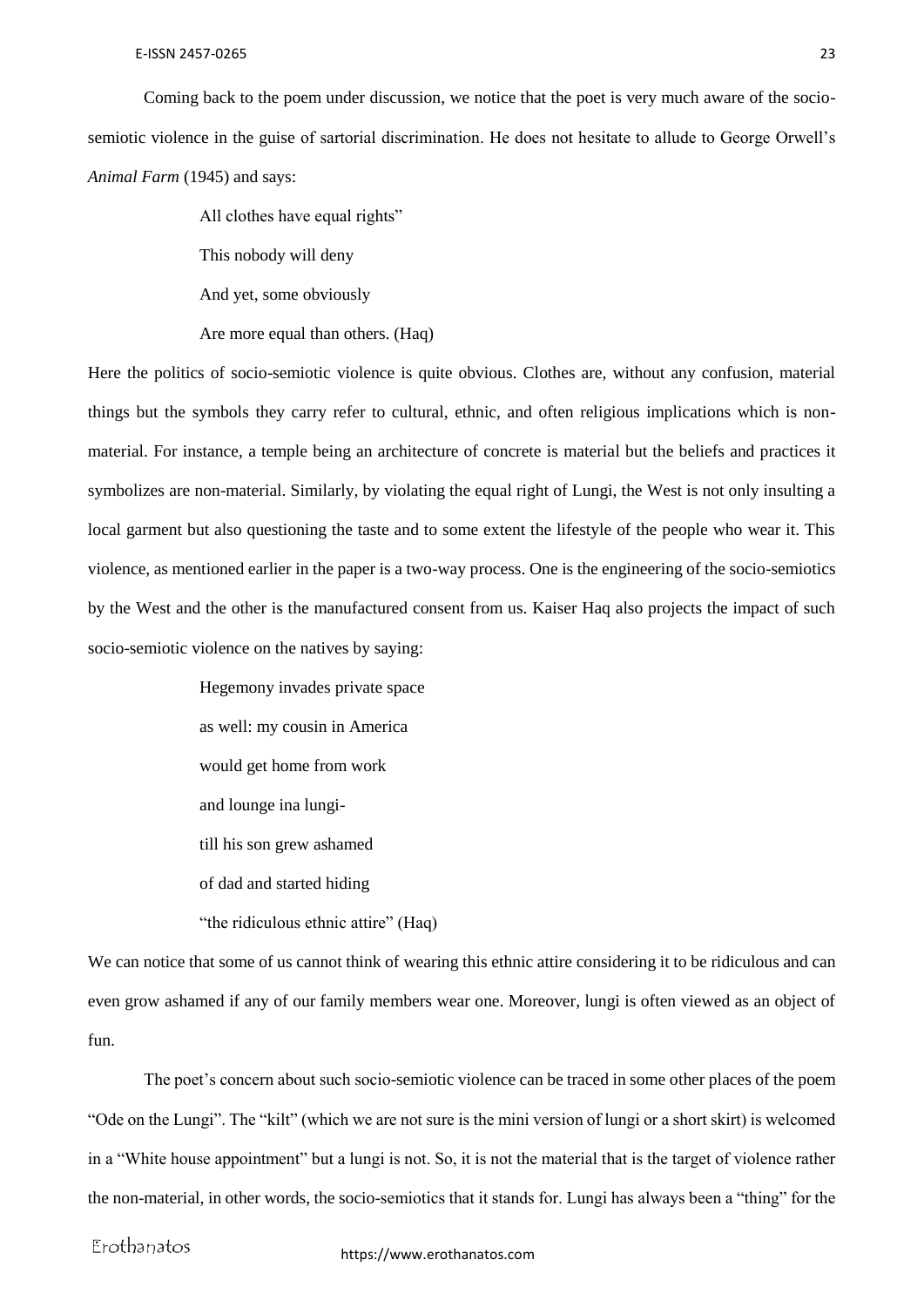Coming back to the poem under discussion, we notice that the poet is very much aware of the socio-semiotic violence in the guise of sartorial discrimination. He does not hesitate to allude to George Orwell's *Animal Farm* (1945) and says:

> All clothes have equal rights"
>
> This nobody will deny
>
> And yet, some obviously
>
> Are more equal than others. (Haq)

Here the politics of socio-semiotic violence is quite obvious. Clothes are, without any confusion, material things but the symbols they carry refer to cultural, ethnic, and often religious implications which is non-material. For instance, a temple being an architecture of concrete is material but the beliefs and practices it symbolizes are non-material. Similarly, by violating the equal right of Lungi, the West is not only insulting a local garment but also questioning the taste and to some extent the lifestyle of the people who wear it. This violence, as mentioned earlier in the paper is a two-way process. One is the engineering of the socio-semiotics by the West and the other is the manufactured consent from us. Kaiser Haq also projects the impact of such socio-semiotic violence on the natives by saying:

> Hegemony invades private space
>
> as well: my cousin in America
>
> would get home from work
>
> and lounge ina lungi-
>
> till his son grew ashamed
>
> of dad and started hiding
>
> "the ridiculous ethnic attire" (Haq)

We can notice that some of us cannot think of wearing this ethnic attire considering it to be ridiculous and can even grow ashamed if any of our family members wear one. Moreover, lungi is often viewed as an object of fun.

The poet's concern about such socio-semiotic violence can be traced in some other places of the poem "Ode on the Lungi". The "kilt" (which we are not sure is the mini version of lungi or a short skirt) is welcomed in a "White house appointment" but a lungi is not. So, it is not the material that is the target of violence rather the non-material, in other words, the socio-semiotics that it stands for. Lungi has always been a "thing" for the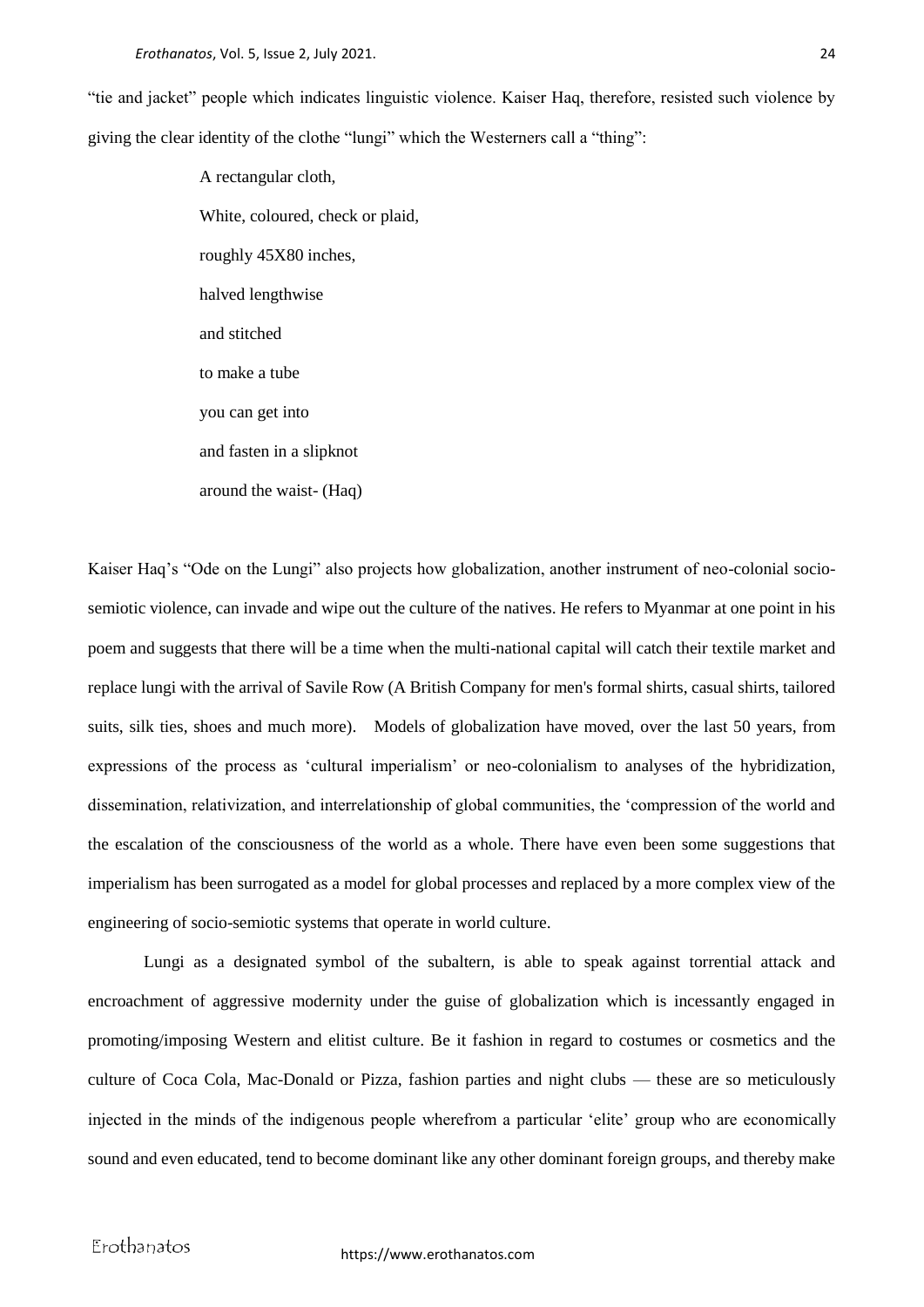"tie and jacket" people which indicates linguistic violence. Kaiser Haq, therefore, resisted such violence by giving the clear identity of the clothe "lungi" which the Westerners call a "thing":

> A rectangular cloth,
> White, coloured, check or plaid,
> roughly 45X80 inches,
> halved lengthwise
> and stitched
> to make a tube
> you can get into
> and fasten in a slipknot
> around the waist- (Haq)

Kaiser Haq's "Ode on the Lungi" also projects how globalization, another instrument of neo-colonial socio-semiotic violence, can invade and wipe out the culture of the natives. He refers to Myanmar at one point in his poem and suggests that there will be a time when the multi-national capital will catch their textile market and replace lungi with the arrival of Savile Row (A British Company for men's formal shirts, casual shirts, tailored suits, silk ties, shoes and much more). Models of globalization have moved, over the last 50 years, from expressions of the process as 'cultural imperialism' or neo-colonialism to analyses of the hybridization, dissemination, relativization, and interrelationship of global communities, the 'compression of the world and the escalation of the consciousness of the world as a whole. There have even been some suggestions that imperialism has been surrogated as a model for global processes and replaced by a more complex view of the engineering of socio-semiotic systems that operate in world culture.

Lungi as a designated symbol of the subaltern, is able to speak against torrential attack and encroachment of aggressive modernity under the guise of globalization which is incessantly engaged in promoting/imposing Western and elitist culture. Be it fashion in regard to costumes or cosmetics and the culture of Coca Cola, Mac-Donald or Pizza, fashion parties and night clubs — these are so meticulously injected in the minds of the indigenous people wherefrom a particular 'elite' group who are economically sound and even educated, tend to become dominant like any other dominant foreign groups, and thereby make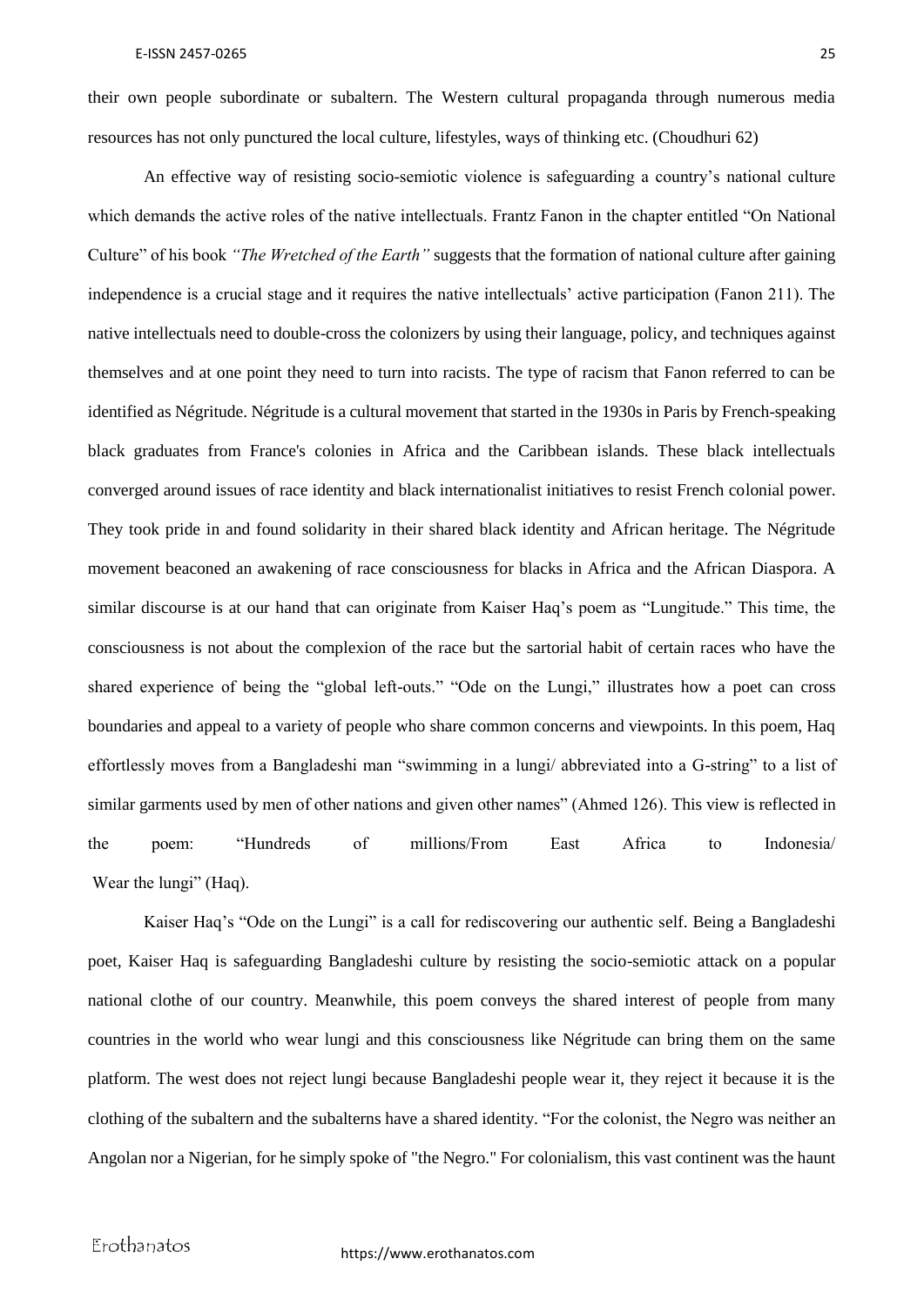their own people subordinate or subaltern. The Western cultural propaganda through numerous media resources has not only punctured the local culture, lifestyles, ways of thinking etc. (Choudhuri 62)

An effective way of resisting socio-semiotic violence is safeguarding a country's national culture which demands the active roles of the native intellectuals. Frantz Fanon in the chapter entitled "On National Culture" of his book *"The Wretched of the Earth"* suggests that the formation of national culture after gaining independence is a crucial stage and it requires the native intellectuals' active participation (Fanon 211). The native intellectuals need to double-cross the colonizers by using their language, policy, and techniques against themselves and at one point they need to turn into racists. The type of racism that Fanon referred to can be identified as Négritude. Négritude is a cultural movement that started in the 1930s in Paris by French-speaking black graduates from France's colonies in Africa and the Caribbean islands. These black intellectuals converged around issues of race identity and black internationalist initiatives to resist French colonial power. They took pride in and found solidarity in their shared black identity and African heritage. The Négritude movement beaconed an awakening of race consciousness for blacks in Africa and the African Diaspora. A similar discourse is at our hand that can originate from Kaiser Haq's poem as "Lungitude." This time, the consciousness is not about the complexion of the race but the sartorial habit of certain races who have the shared experience of being the "global left-outs." "Ode on the Lungi," illustrates how a poet can cross boundaries and appeal to a variety of people who share common concerns and viewpoints. In this poem, Haq effortlessly moves from a Bangladeshi man "swimming in a lungi/ abbreviated into a G-string" to a list of similar garments used by men of other nations and given other names" (Ahmed 126). This view is reflected in the poem: "Hundreds of millions/From East Africa to Indonesia/ Wear the lungi" (Haq).

Kaiser Haq's "Ode on the Lungi" is a call for rediscovering our authentic self. Being a Bangladeshi poet, Kaiser Haq is safeguarding Bangladeshi culture by resisting the socio-semiotic attack on a popular national clothe of our country. Meanwhile, this poem conveys the shared interest of people from many countries in the world who wear lungi and this consciousness like Négritude can bring them on the same platform. The west does not reject lungi because Bangladeshi people wear it, they reject it because it is the clothing of the subaltern and the subalterns have a shared identity. "For the colonist, the Negro was neither an Angolan nor a Nigerian, for he simply spoke of "the Negro." For colonialism, this vast continent was the haunt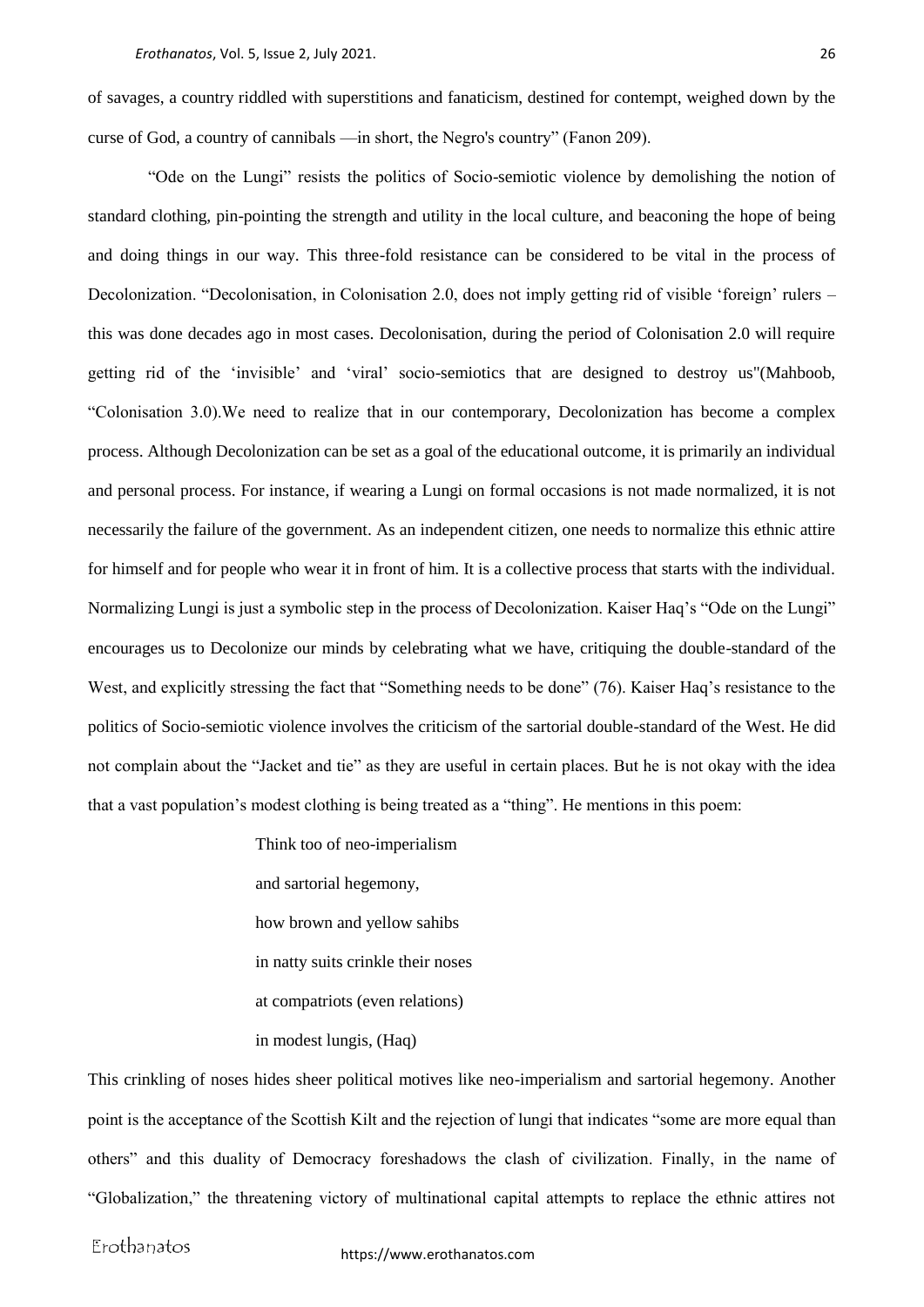of savages, a country riddled with superstitions and fanaticism, destined for contempt, weighed down by the curse of God, a country of cannibals —in short, the Negro's country" (Fanon 209).

"Ode on the Lungi" resists the politics of Socio-semiotic violence by demolishing the notion of standard clothing, pin-pointing the strength and utility in the local culture, and beaconing the hope of being and doing things in our way. This three-fold resistance can be considered to be vital in the process of Decolonization. "Decolonisation, in Colonisation 2.0, does not imply getting rid of visible 'foreign' rulers – this was done decades ago in most cases. Decolonisation, during the period of Colonisation 2.0 will require getting rid of the 'invisible' and 'viral' socio-semiotics that are designed to destroy us"(Mahboob, "Colonisation 3.0).We need to realize that in our contemporary, Decolonization has become a complex process. Although Decolonization can be set as a goal of the educational outcome, it is primarily an individual and personal process. For instance, if wearing a Lungi on formal occasions is not made normalized, it is not necessarily the failure of the government. As an independent citizen, one needs to normalize this ethnic attire for himself and for people who wear it in front of him. It is a collective process that starts with the individual. Normalizing Lungi is just a symbolic step in the process of Decolonization. Kaiser Haq's "Ode on the Lungi" encourages us to Decolonize our minds by celebrating what we have, critiquing the double-standard of the West, and explicitly stressing the fact that "Something needs to be done" (76). Kaiser Haq's resistance to the politics of Socio-semiotic violence involves the criticism of the sartorial double-standard of the West. He did not complain about the "Jacket and tie" as they are useful in certain places. But he is not okay with the idea that a vast population's modest clothing is being treated as a "thing". He mentions in this poem:

> Think too of neo-imperialism
> and sartorial hegemony,
> how brown and yellow sahibs
> in natty suits crinkle their noses
> at compatriots (even relations)
> in modest lungis, (Haq)

This crinkling of noses hides sheer political motives like neo-imperialism and sartorial hegemony. Another point is the acceptance of the Scottish Kilt and the rejection of lungi that indicates "some are more equal than others" and this duality of Democracy foreshadows the clash of civilization. Finally, in the name of "Globalization," the threatening victory of multinational capital attempts to replace the ethnic attires not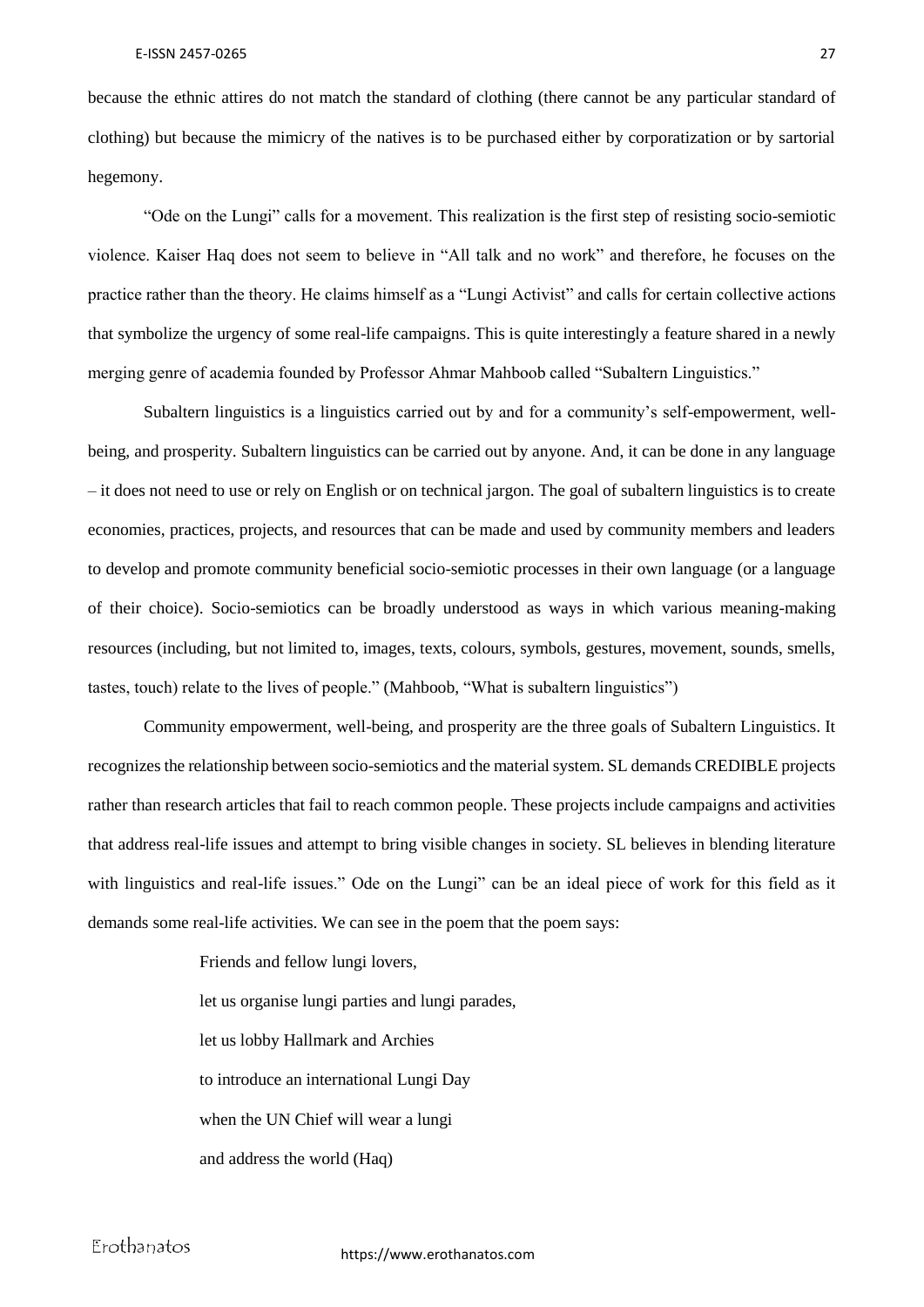because the ethnic attires do not match the standard of clothing (there cannot be any particular standard of clothing) but because the mimicry of the natives is to be purchased either by corporatization or by sartorial hegemony.

"Ode on the Lungi" calls for a movement. This realization is the first step of resisting socio-semiotic violence. Kaiser Haq does not seem to believe in "All talk and no work" and therefore, he focuses on the practice rather than the theory. He claims himself as a "Lungi Activist" and calls for certain collective actions that symbolize the urgency of some real-life campaigns. This is quite interestingly a feature shared in a newly merging genre of academia founded by Professor Ahmar Mahboob called "Subaltern Linguistics."

Subaltern linguistics is a linguistics carried out by and for a community's self-empowerment, well-being, and prosperity. Subaltern linguistics can be carried out by anyone. And, it can be done in any language – it does not need to use or rely on English or on technical jargon. The goal of subaltern linguistics is to create economies, practices, projects, and resources that can be made and used by community members and leaders to develop and promote community beneficial socio-semiotic processes in their own language (or a language of their choice). Socio-semiotics can be broadly understood as ways in which various meaning-making resources (including, but not limited to, images, texts, colours, symbols, gestures, movement, sounds, smells, tastes, touch) relate to the lives of people." (Mahboob, "What is subaltern linguistics")

Community empowerment, well-being, and prosperity are the three goals of Subaltern Linguistics. It recognizes the relationship between socio-semiotics and the material system. SL demands CREDIBLE projects rather than research articles that fail to reach common people. These projects include campaigns and activities that address real-life issues and attempt to bring visible changes in society. SL believes in blending literature with linguistics and real-life issues." Ode on the Lungi" can be an ideal piece of work for this field as it demands some real-life activities. We can see in the poem that the poem says:

> Friends and fellow lungi lovers,
>
> let us organise lungi parties and lungi parades,
>
> let us lobby Hallmark and Archies
>
> to introduce an international Lungi Day
>
> when the UN Chief will wear a lungi
>
> and address the world (Haq)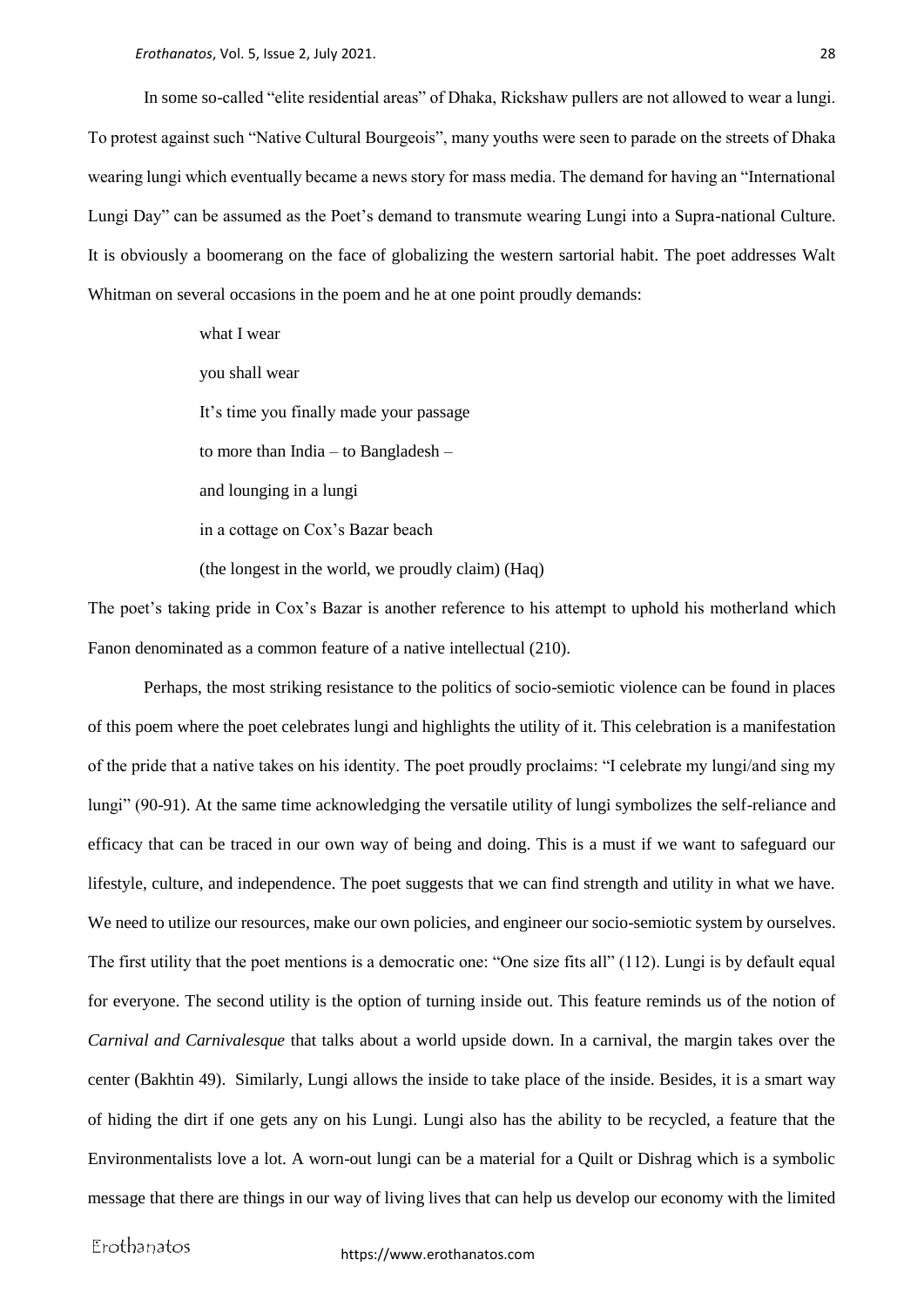In some so-called "elite residential areas" of Dhaka, Rickshaw pullers are not allowed to wear a lungi. To protest against such "Native Cultural Bourgeois", many youths were seen to parade on the streets of Dhaka wearing lungi which eventually became a news story for mass media. The demand for having an "International Lungi Day" can be assumed as the Poet's demand to transmute wearing Lungi into a Supra-national Culture. It is obviously a boomerang on the face of globalizing the western sartorial habit. The poet addresses Walt Whitman on several occasions in the poem and he at one point proudly demands:

> what I wear
>
> you shall wear
>
> It's time you finally made your passage
>
> to more than India – to Bangladesh –
>
> and lounging in a lungi
>
> in a cottage on Cox's Bazar beach
>
> (the longest in the world, we proudly claim) (Haq)

The poet's taking pride in Cox's Bazar is another reference to his attempt to uphold his motherland which Fanon denominated as a common feature of a native intellectual (210).

Perhaps, the most striking resistance to the politics of socio-semiotic violence can be found in places of this poem where the poet celebrates lungi and highlights the utility of it. This celebration is a manifestation of the pride that a native takes on his identity. The poet proudly proclaims: "I celebrate my lungi/and sing my lungi" (90-91). At the same time acknowledging the versatile utility of lungi symbolizes the self-reliance and efficacy that can be traced in our own way of being and doing. This is a must if we want to safeguard our lifestyle, culture, and independence. The poet suggests that we can find strength and utility in what we have. We need to utilize our resources, make our own policies, and engineer our socio-semiotic system by ourselves. The first utility that the poet mentions is a democratic one: "One size fits all" (112). Lungi is by default equal for everyone. The second utility is the option of turning inside out. This feature reminds us of the notion of *Carnival and Carnivalesque* that talks about a world upside down. In a carnival, the margin takes over the center (Bakhtin 49). Similarly, Lungi allows the inside to take place of the inside. Besides, it is a smart way of hiding the dirt if one gets any on his Lungi. Lungi also has the ability to be recycled, a feature that the Environmentalists love a lot. A worn-out lungi can be a material for a Quilt or Dishrag which is a symbolic message that there are things in our way of living lives that can help us develop our economy with the limited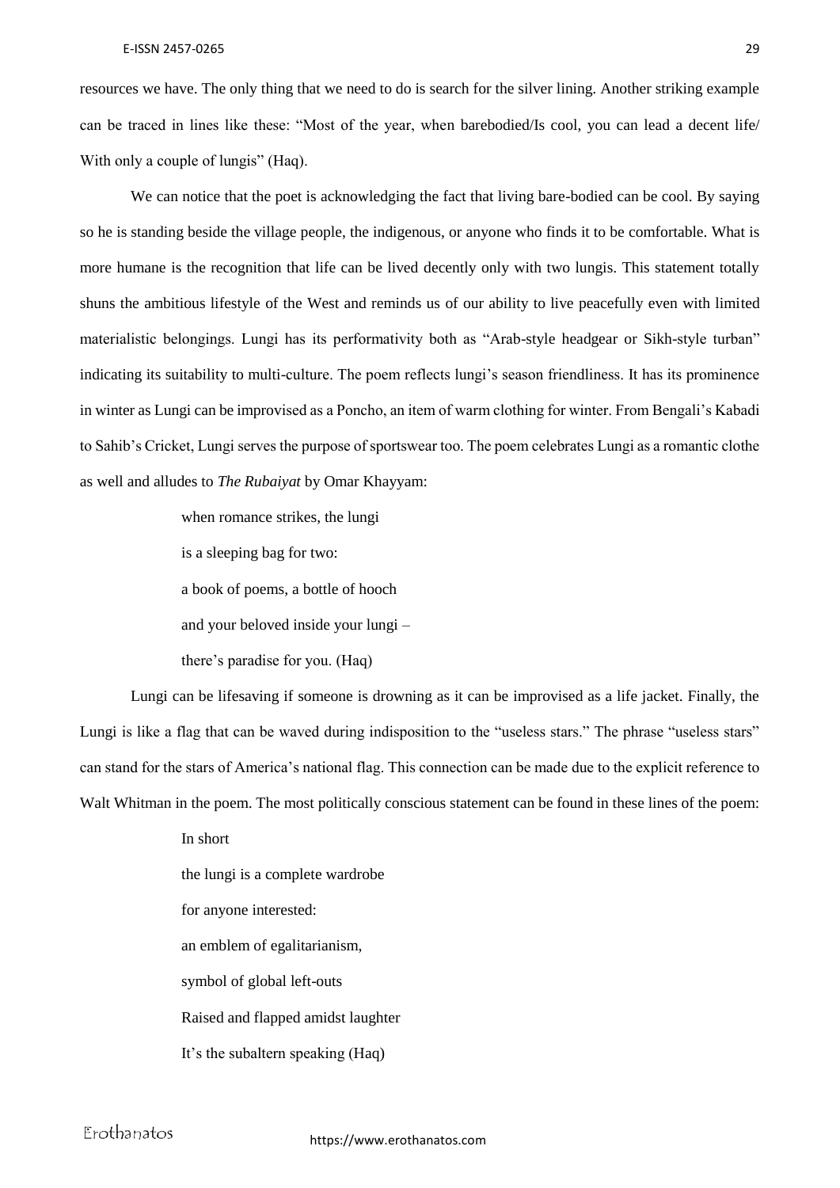resources we have. The only thing that we need to do is search for the silver lining. Another striking example can be traced in lines like these: "Most of the year, when barebodied/Is cool, you can lead a decent life/ With only a couple of lungis" (Haq).

We can notice that the poet is acknowledging the fact that living bare-bodied can be cool. By saying so he is standing beside the village people, the indigenous, or anyone who finds it to be comfortable. What is more humane is the recognition that life can be lived decently only with two lungis. This statement totally shuns the ambitious lifestyle of the West and reminds us of our ability to live peacefully even with limited materialistic belongings. Lungi has its performativity both as "Arab-style headgear or Sikh-style turban" indicating its suitability to multi-culture. The poem reflects lungi's season friendliness. It has its prominence in winter as Lungi can be improvised as a Poncho, an item of warm clothing for winter. From Bengali's Kabadi to Sahib's Cricket, Lungi serves the purpose of sportswear too. The poem celebrates Lungi as a romantic clothe as well and alludes to *The Rubaiyat* by Omar Khayyam:

> when romance strikes, the lungi
>
> is a sleeping bag for two:
>
> a book of poems, a bottle of hooch
>
> and your beloved inside your lungi –
>
> there's paradise for you. (Haq)

Lungi can be lifesaving if someone is drowning as it can be improvised as a life jacket. Finally, the Lungi is like a flag that can be waved during indisposition to the "useless stars." The phrase "useless stars" can stand for the stars of America's national flag. This connection can be made due to the explicit reference to Walt Whitman in the poem. The most politically conscious statement can be found in these lines of the poem:

> In short
>
> the lungi is a complete wardrobe
>
> for anyone interested:
>
> an emblem of egalitarianism,
>
> symbol of global left-outs
>
> Raised and flapped amidst laughter
>
> It's the subaltern speaking (Haq)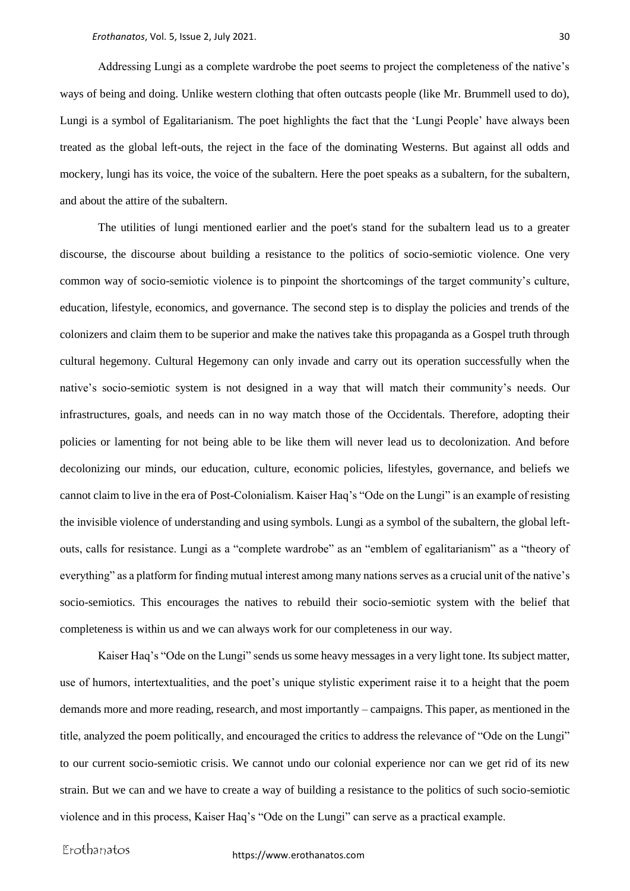Addressing Lungi as a complete wardrobe the poet seems to project the completeness of the native's ways of being and doing. Unlike western clothing that often outcasts people (like Mr. Brummell used to do), Lungi is a symbol of Egalitarianism. The poet highlights the fact that the 'Lungi People' have always been treated as the global left-outs, the reject in the face of the dominating Westerns. But against all odds and mockery, lungi has its voice, the voice of the subaltern. Here the poet speaks as a subaltern, for the subaltern, and about the attire of the subaltern.

The utilities of lungi mentioned earlier and the poet's stand for the subaltern lead us to a greater discourse, the discourse about building a resistance to the politics of socio-semiotic violence. One very common way of socio-semiotic violence is to pinpoint the shortcomings of the target community's culture, education, lifestyle, economics, and governance. The second step is to display the policies and trends of the colonizers and claim them to be superior and make the natives take this propaganda as a Gospel truth through cultural hegemony. Cultural Hegemony can only invade and carry out its operation successfully when the native's socio-semiotic system is not designed in a way that will match their community's needs. Our infrastructures, goals, and needs can in no way match those of the Occidentals. Therefore, adopting their policies or lamenting for not being able to be like them will never lead us to decolonization. And before decolonizing our minds, our education, culture, economic policies, lifestyles, governance, and beliefs we cannot claim to live in the era of Post-Colonialism. Kaiser Haq's "Ode on the Lungi" is an example of resisting the invisible violence of understanding and using symbols. Lungi as a symbol of the subaltern, the global left-outs, calls for resistance. Lungi as a "complete wardrobe" as an "emblem of egalitarianism" as a "theory of everything" as a platform for finding mutual interest among many nations serves as a crucial unit of the native's socio-semiotics. This encourages the natives to rebuild their socio-semiotic system with the belief that completeness is within us and we can always work for our completeness in our way.

Kaiser Haq's "Ode on the Lungi" sends us some heavy messages in a very light tone. Its subject matter, use of humors, intertextualities, and the poet's unique stylistic experiment raise it to a height that the poem demands more and more reading, research, and most importantly – campaigns. This paper, as mentioned in the title, analyzed the poem politically, and encouraged the critics to address the relevance of "Ode on the Lungi" to our current socio-semiotic crisis. We cannot undo our colonial experience nor can we get rid of its new strain. But we can and we have to create a way of building a resistance to the politics of such socio-semiotic violence and in this process, Kaiser Haq's "Ode on the Lungi" can serve as a practical example.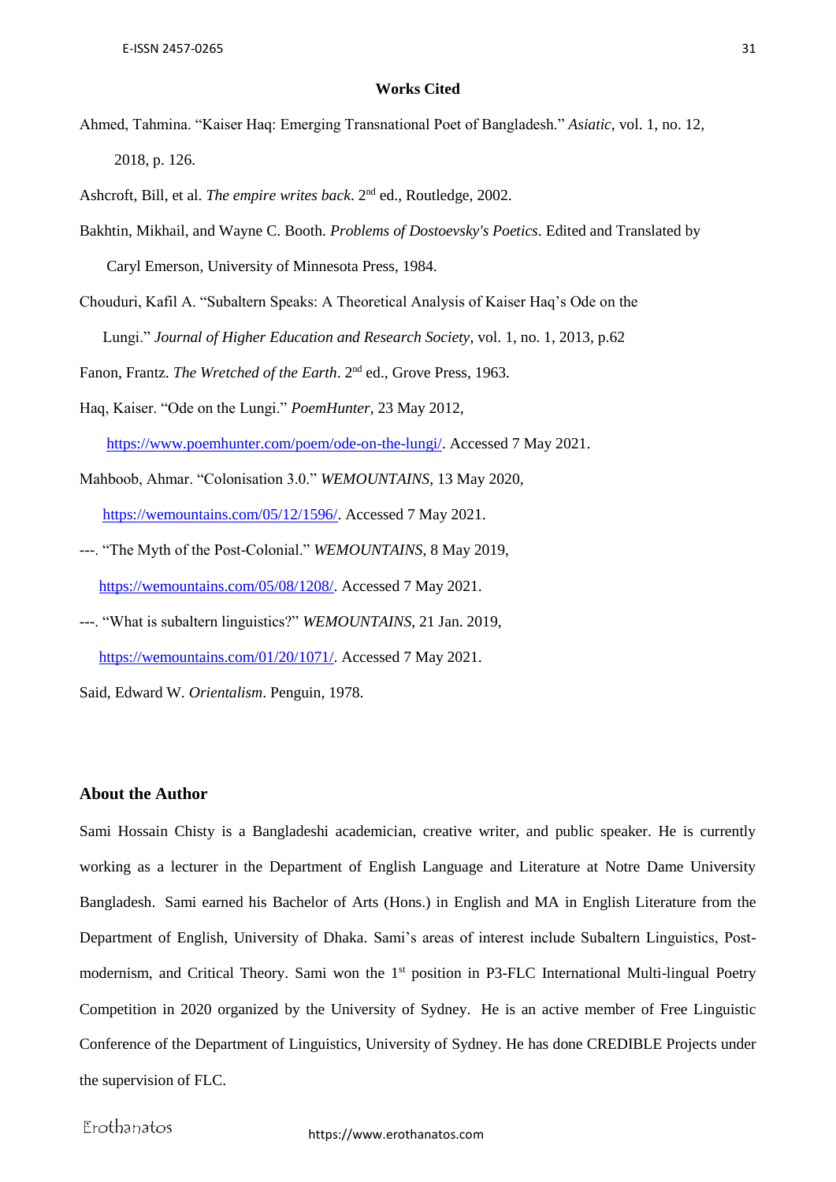## Works Cited

Ahmed, Tahmina. "Kaiser Haq: Emerging Transnational Poet of Bangladesh." *Asiatic*, vol. 1, no. 12, 2018, p. 126.

Ashcroft, Bill, et al. *The empire writes back*. 2nd ed., Routledge, 2002.

Bakhtin, Mikhail, and Wayne C. Booth. *Problems of Dostoevsky's Poetics*. Edited and Translated by Caryl Emerson, University of Minnesota Press, 1984.

Chouduri, Kafil A. "Subaltern Speaks: A Theoretical Analysis of Kaiser Haq's Ode on the Lungi." *Journal of Higher Education and Research Society*, vol. 1, no. 1, 2013, p.62

Fanon, Frantz. *The Wretched of the Earth*. 2nd ed., Grove Press, 1963.

Haq, Kaiser. "Ode on the Lungi." *PoemHunter*, 23 May 2012, https://www.poemhunter.com/poem/ode-on-the-lungi/. Accessed 7 May 2021.

Mahboob, Ahmar. "Colonisation 3.0." *WEMOUNTAINS*, 13 May 2020, https://wemountains.com/05/12/1596/. Accessed 7 May 2021.

---. "The Myth of the Post-Colonial." *WEMOUNTAINS*, 8 May 2019, https://wemountains.com/05/08/1208/. Accessed 7 May 2021.

---. "What is subaltern linguistics?" *WEMOUNTAINS*, 21 Jan. 2019, https://wemountains.com/01/20/1071/. Accessed 7 May 2021.

Said, Edward W. *Orientalism*. Penguin, 1978.

### About the Author

Sami Hossain Chisty is a Bangladeshi academician, creative writer, and public speaker. He is currently working as a lecturer in the Department of English Language and Literature at Notre Dame University Bangladesh. Sami earned his Bachelor of Arts (Hons.) in English and MA in English Literature from the Department of English, University of Dhaka. Sami's areas of interest include Subaltern Linguistics, Post-modernism, and Critical Theory. Sami won the 1st position in P3-FLC International Multi-lingual Poetry Competition in 2020 organized by the University of Sydney. He is an active member of Free Linguistic Conference of the Department of Linguistics, University of Sydney. He has done CREDIBLE Projects under the supervision of FLC.